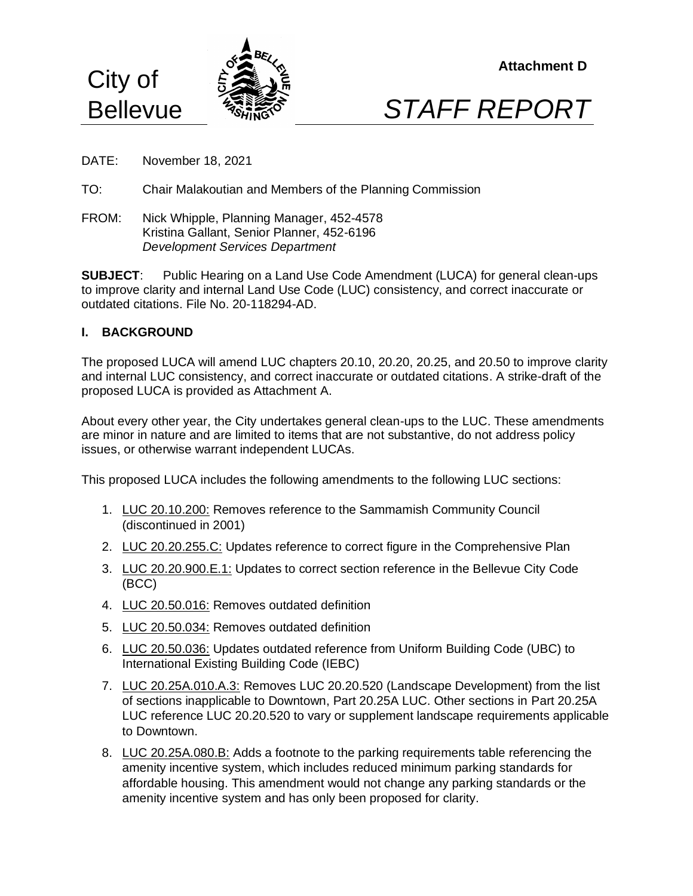City of Bellevue

**Attachment D**

*STAFF REPORT*

DATE: November 18, 2021

TO: Chair Malakoutian and Members of the Planning Commission

FROM: Nick Whipple, Planning Manager, 452-4578
Kristina Gallant, Senior Planner, 452-6196
*Development Services Department*

**SUBJECT**: Public Hearing on a Land Use Code Amendment (LUCA) for general clean-ups to improve clarity and internal Land Use Code (LUC) consistency, and correct inaccurate or outdated citations. File No. 20-118294-AD.

## I. BACKGROUND

The proposed LUCA will amend LUC chapters 20.10, 20.20, 20.25, and 20.50 to improve clarity and internal LUC consistency, and correct inaccurate or outdated citations. A strike-draft of the proposed LUCA is provided as Attachment A.

About every other year, the City undertakes general clean-ups to the LUC. These amendments are minor in nature and are limited to items that are not substantive, do not address policy issues, or otherwise warrant independent LUCAs.

This proposed LUCA includes the following amendments to the following LUC sections:

1. LUC 20.10.200: Removes reference to the Sammamish Community Council (discontinued in 2001)
2. LUC 20.20.255.C: Updates reference to correct figure in the Comprehensive Plan
3. LUC 20.20.900.E.1: Updates to correct section reference in the Bellevue City Code (BCC)
4. LUC 20.50.016: Removes outdated definition
5. LUC 20.50.034: Removes outdated definition
6. LUC 20.50.036: Updates outdated reference from Uniform Building Code (UBC) to International Existing Building Code (IEBC)
7. LUC 20.25A.010.A.3: Removes LUC 20.20.520 (Landscape Development) from the list of sections inapplicable to Downtown, Part 20.25A LUC. Other sections in Part 20.25A LUC reference LUC 20.20.520 to vary or supplement landscape requirements applicable to Downtown.
8. LUC 20.25A.080.B: Adds a footnote to the parking requirements table referencing the amenity incentive system, which includes reduced minimum parking standards for affordable housing. This amendment would not change any parking standards or the amenity incentive system and has only been proposed for clarity.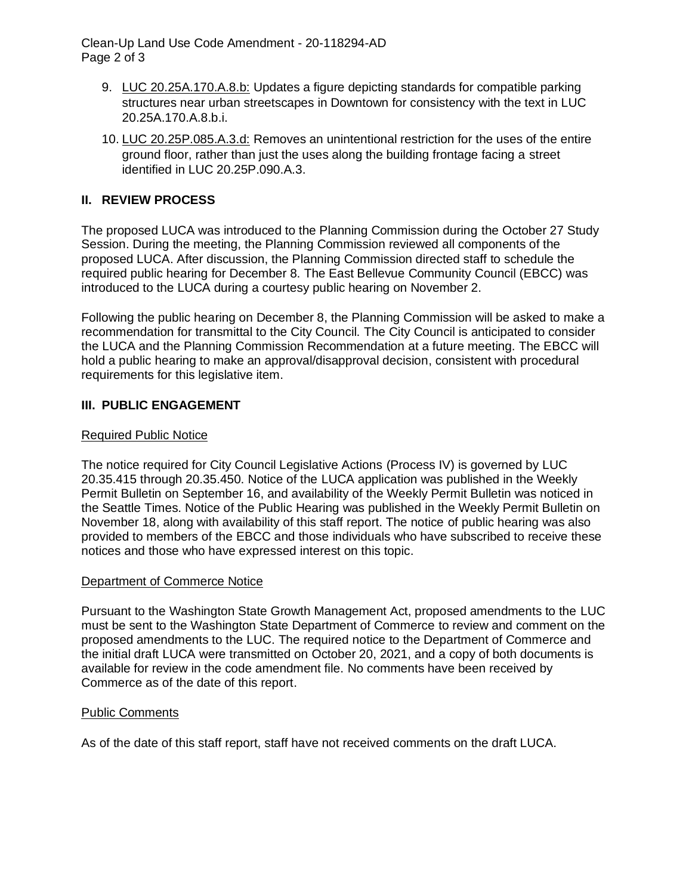9. LUC 20.25A.170.A.8.b: Updates a figure depicting standards for compatible parking structures near urban streetscapes in Downtown for consistency with the text in LUC 20.25A.170.A.8.b.i.
10. LUC 20.25P.085.A.3.d: Removes an unintentional restriction for the uses of the entire ground floor, rather than just the uses along the building frontage facing a street identified in LUC 20.25P.090.A.3.

## II. REVIEW PROCESS

The proposed LUCA was introduced to the Planning Commission during the October 27 Study Session. During the meeting, the Planning Commission reviewed all components of the proposed LUCA. After discussion, the Planning Commission directed staff to schedule the required public hearing for December 8. The East Bellevue Community Council (EBCC) was introduced to the LUCA during a courtesy public hearing on November 2.

Following the public hearing on December 8, the Planning Commission will be asked to make a recommendation for transmittal to the City Council. The City Council is anticipated to consider the LUCA and the Planning Commission Recommendation at a future meeting. The EBCC will hold a public hearing to make an approval/disapproval decision, consistent with procedural requirements for this legislative item.

## III. PUBLIC ENGAGEMENT

### Required Public Notice

The notice required for City Council Legislative Actions (Process IV) is governed by LUC 20.35.415 through 20.35.450. Notice of the LUCA application was published in the Weekly Permit Bulletin on September 16, and availability of the Weekly Permit Bulletin was noticed in the Seattle Times. Notice of the Public Hearing was published in the Weekly Permit Bulletin on November 18, along with availability of this staff report. The notice of public hearing was also provided to members of the EBCC and those individuals who have subscribed to receive these notices and those who have expressed interest on this topic.

### Department of Commerce Notice

Pursuant to the Washington State Growth Management Act, proposed amendments to the LUC must be sent to the Washington State Department of Commerce to review and comment on the proposed amendments to the LUC. The required notice to the Department of Commerce and the initial draft LUCA were transmitted on October 20, 2021, and a copy of both documents is available for review in the code amendment file. No comments have been received by Commerce as of the date of this report.

### Public Comments

As of the date of this staff report, staff have not received comments on the draft LUCA.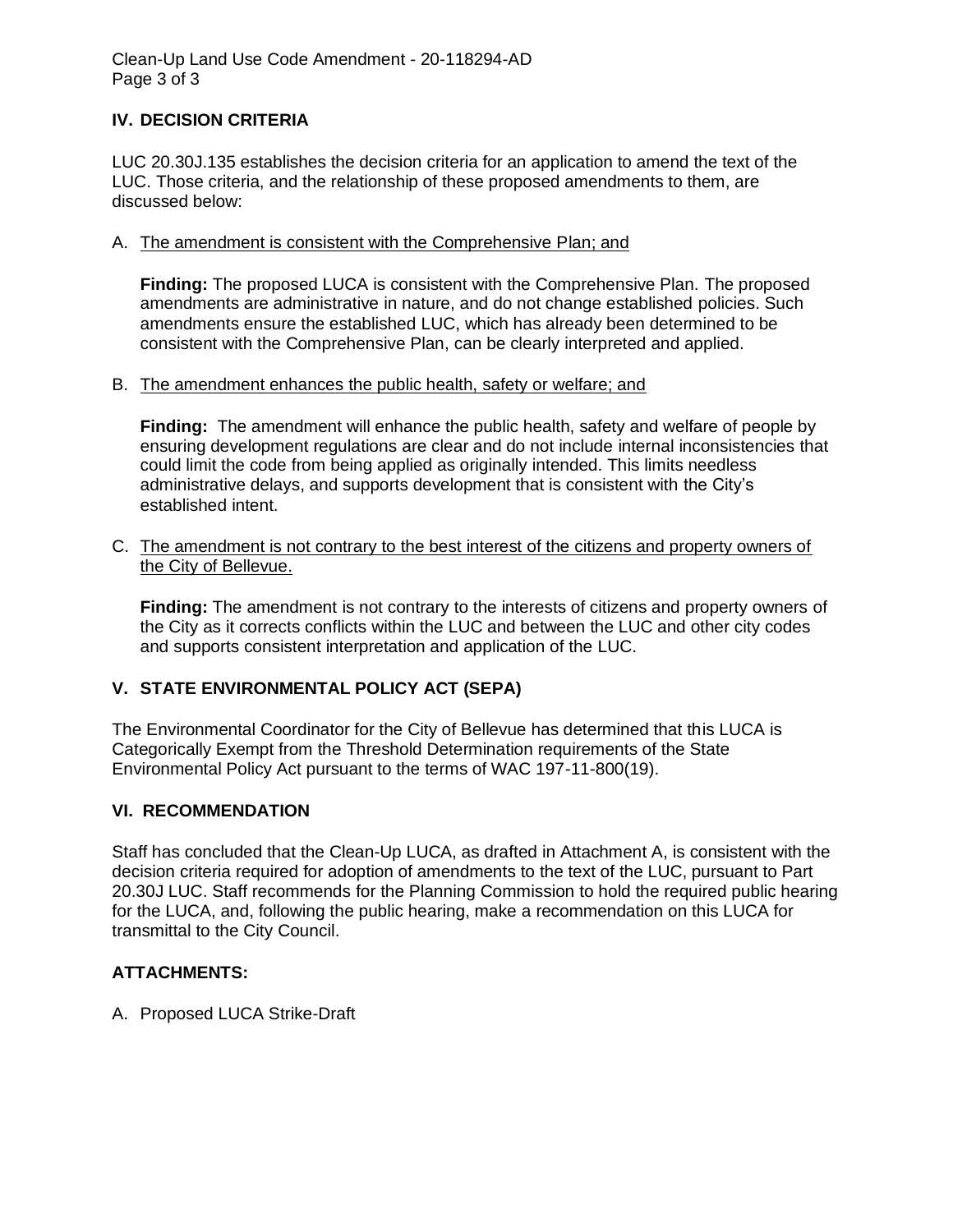## IV. DECISION CRITERIA

LUC 20.30J.135 establishes the decision criteria for an application to amend the text of the LUC. Those criteria, and the relationship of these proposed amendments to them, are discussed below:

A. The amendment is consistent with the Comprehensive Plan; and

   **Finding:** The proposed LUCA is consistent with the Comprehensive Plan. The proposed amendments are administrative in nature, and do not change established policies. Such amendments ensure the established LUC, which has already been determined to be consistent with the Comprehensive Plan, can be clearly interpreted and applied.

B. The amendment enhances the public health, safety or welfare; and

   **Finding:** The amendment will enhance the public health, safety and welfare of people by ensuring development regulations are clear and do not include internal inconsistencies that could limit the code from being applied as originally intended. This limits needless administrative delays, and supports development that is consistent with the City's established intent.

C. The amendment is not contrary to the best interest of the citizens and property owners of the City of Bellevue.

   **Finding:** The amendment is not contrary to the interests of citizens and property owners of the City as it corrects conflicts within the LUC and between the LUC and other city codes and supports consistent interpretation and application of the LUC.

## V. STATE ENVIRONMENTAL POLICY ACT (SEPA)

The Environmental Coordinator for the City of Bellevue has determined that this LUCA is Categorically Exempt from the Threshold Determination requirements of the State Environmental Policy Act pursuant to the terms of WAC 197-11-800(19).

## VI. RECOMMENDATION

Staff has concluded that the Clean-Up LUCA, as drafted in Attachment A, is consistent with the decision criteria required for adoption of amendments to the text of the LUC, pursuant to Part 20.30J LUC. Staff recommends for the Planning Commission to hold the required public hearing for the LUCA, and, following the public hearing, make a recommendation on this LUCA for transmittal to the City Council.

## ATTACHMENTS:

A. Proposed LUCA Strike-Draft